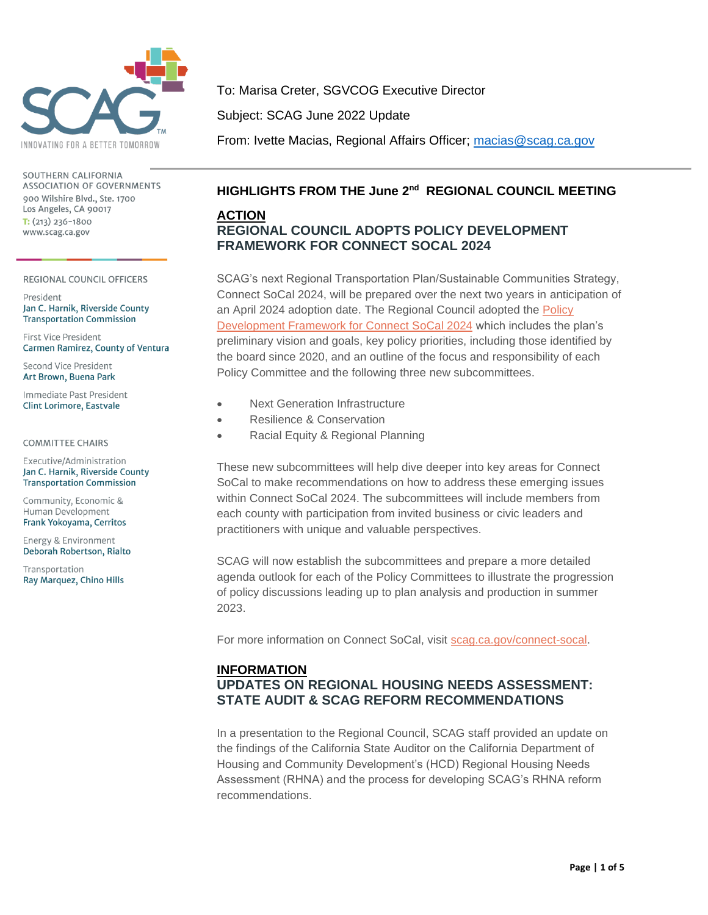SOUTHERN CALIFORNIA ASSOCIATION OF GOVERNMENTS
900 Wilshire Blvd., Ste. 1700
Los Angeles, CA 90017
T: (213) 236-1800
www.scag.ca.gov

REGIONAL COUNCIL OFFICERS

President
Jan C. Harnik, Riverside County Transportation Commission

First Vice President
Carmen Ramirez, County of Ventura

Second Vice President
Art Brown, Buena Park

Immediate Past President
Clint Lorimore, Eastvale

COMMITTEE CHAIRS

Executive/Administration
Jan C. Harnik, Riverside County Transportation Commission

Community, Economic & Human Development
Frank Yokoyama, Cerritos

Energy & Environment
Deborah Robertson, Rialto

Transportation
Ray Marquez, Chino Hills

To: Marisa Creter, SGVCOG Executive Director

Subject: SCAG June 2022 Update

From: Ivette Macias, Regional Affairs Officer; macias@scag.ca.gov

## HIGHLIGHTS FROM THE June 2nd REGIONAL COUNCIL MEETING

### ACTION
### REGIONAL COUNCIL ADOPTS POLICY DEVELOPMENT FRAMEWORK FOR CONNECT SOCAL 2024

SCAG's next Regional Transportation Plan/Sustainable Communities Strategy, Connect SoCal 2024, will be prepared over the next two years in anticipation of an April 2024 adoption date. The Regional Council adopted the Policy Development Framework for Connect SoCal 2024 which includes the plan's preliminary vision and goals, key policy priorities, including those identified by the board since 2020, and an outline of the focus and responsibility of each Policy Committee and the following three new subcommittees.

- Next Generation Infrastructure
- Resilience & Conservation
- Racial Equity & Regional Planning

These new subcommittees will help dive deeper into key areas for Connect SoCal to make recommendations on how to address these emerging issues within Connect SoCal 2024. The subcommittees will include members from each county with participation from invited business or civic leaders and practitioners with unique and valuable perspectives.

SCAG will now establish the subcommittees and prepare a more detailed agenda outlook for each of the Policy Committees to illustrate the progression of policy discussions leading up to plan analysis and production in summer 2023.

For more information on Connect SoCal, visit scag.ca.gov/connect-socal.

### INFORMATION
### UPDATES ON REGIONAL HOUSING NEEDS ASSESSMENT: STATE AUDIT & SCAG REFORM RECOMMENDATIONS

In a presentation to the Regional Council, SCAG staff provided an update on the findings of the California State Auditor on the California Department of Housing and Community Development's (HCD) Regional Housing Needs Assessment (RHNA) and the process for developing SCAG's RHNA reform recommendations.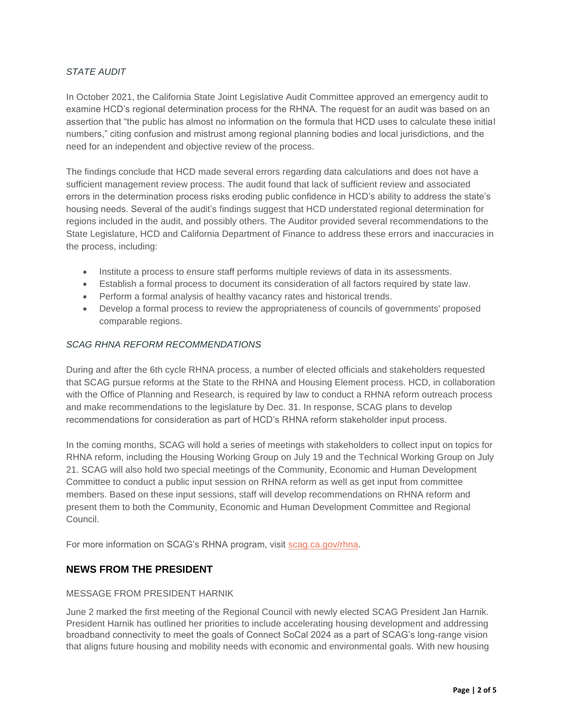*STATE AUDIT*

In October 2021, the California State Joint Legislative Audit Committee approved an emergency audit to examine HCD's regional determination process for the RHNA. The request for an audit was based on an assertion that "the public has almost no information on the formula that HCD uses to calculate these initial numbers," citing confusion and mistrust among regional planning bodies and local jurisdictions, and the need for an independent and objective review of the process.

The findings conclude that HCD made several errors regarding data calculations and does not have a sufficient management review process. The audit found that lack of sufficient review and associated errors in the determination process risks eroding public confidence in HCD's ability to address the state's housing needs. Several of the audit's findings suggest that HCD understated regional determination for regions included in the audit, and possibly others. The Auditor provided several recommendations to the State Legislature, HCD and California Department of Finance to address these errors and inaccuracies in the process, including:

- Institute a process to ensure staff performs multiple reviews of data in its assessments.
- Establish a formal process to document its consideration of all factors required by state law.
- Perform a formal analysis of healthy vacancy rates and historical trends.
- Develop a formal process to review the appropriateness of councils of governments' proposed comparable regions.

*SCAG RHNA REFORM RECOMMENDATIONS*

During and after the 6th cycle RHNA process, a number of elected officials and stakeholders requested that SCAG pursue reforms at the State to the RHNA and Housing Element process. HCD, in collaboration with the Office of Planning and Research, is required by law to conduct a RHNA reform outreach process and make recommendations to the legislature by Dec. 31. In response, SCAG plans to develop recommendations for consideration as part of HCD's RHNA reform stakeholder input process.

In the coming months, SCAG will hold a series of meetings with stakeholders to collect input on topics for RHNA reform, including the Housing Working Group on July 19 and the Technical Working Group on July 21. SCAG will also hold two special meetings of the Community, Economic and Human Development Committee to conduct a public input session on RHNA reform as well as get input from committee members. Based on these input sessions, staff will develop recommendations on RHNA reform and present them to both the Community, Economic and Human Development Committee and Regional Council.

For more information on SCAG's RHNA program, visit [scag.ca.gov/rhna](scag.ca.gov/rhna).

## NEWS FROM THE PRESIDENT

MESSAGE FROM PRESIDENT HARNIK

June 2 marked the first meeting of the Regional Council with newly elected SCAG President Jan Harnik. President Harnik has outlined her priorities to include accelerating housing development and addressing broadband connectivity to meet the goals of Connect SoCal 2024 as a part of SCAG's long-range vision that aligns future housing and mobility needs with economic and environmental goals. With new housing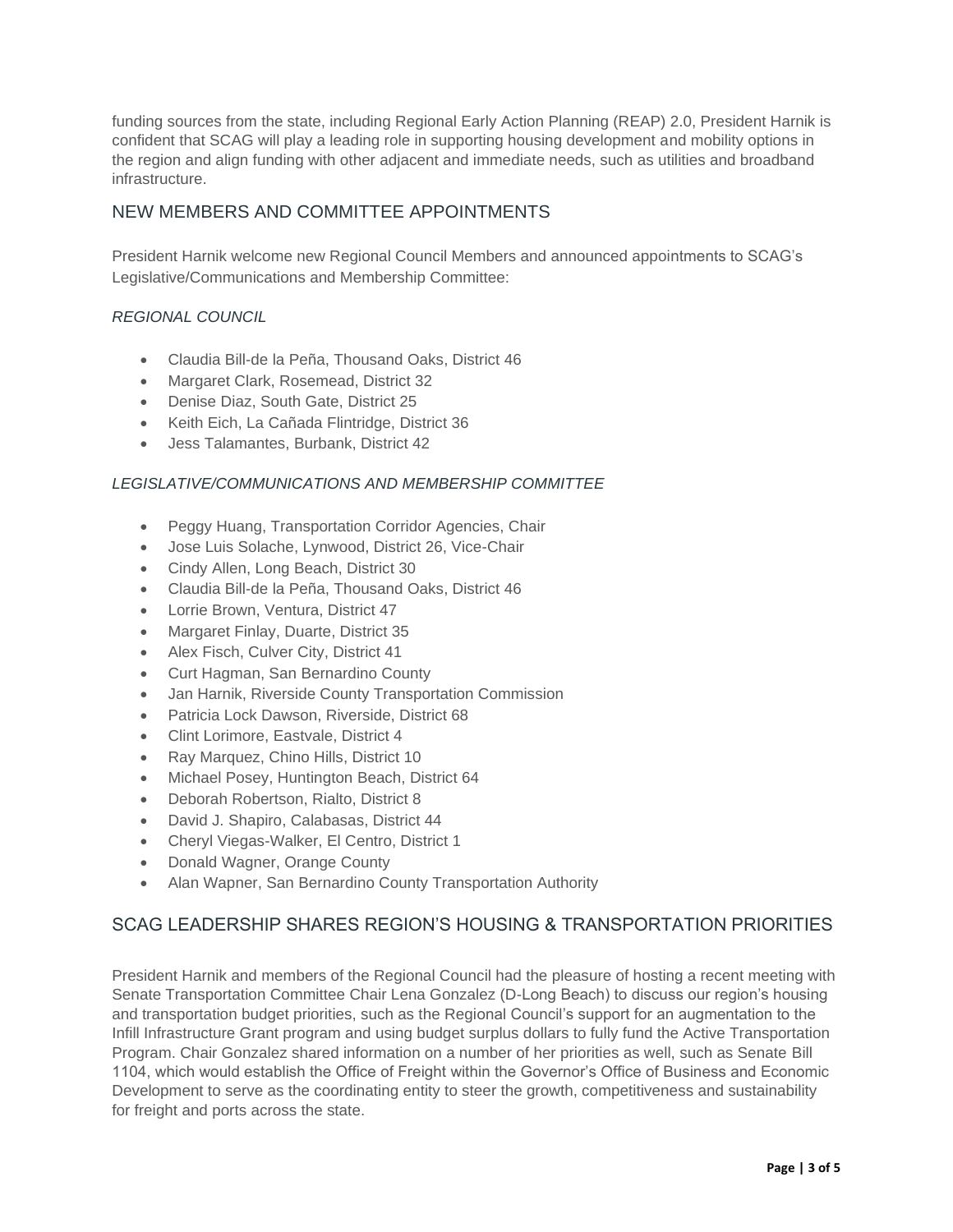funding sources from the state, including Regional Early Action Planning (REAP) 2.0, President Harnik is confident that SCAG will play a leading role in supporting housing development and mobility options in the region and align funding with other adjacent and immediate needs, such as utilities and broadband infrastructure.

## NEW MEMBERS AND COMMITTEE APPOINTMENTS

President Harnik welcome new Regional Council Members and announced appointments to SCAG's Legislative/Communications and Membership Committee:

*REGIONAL COUNCIL*

- Claudia Bill-de la Peña, Thousand Oaks, District 46
- Margaret Clark, Rosemead, District 32
- Denise Diaz, South Gate, District 25
- Keith Eich, La Cañada Flintridge, District 36
- Jess Talamantes, Burbank, District 42

*LEGISLATIVE/COMMUNICATIONS AND MEMBERSHIP COMMITTEE*

- Peggy Huang, Transportation Corridor Agencies, Chair
- Jose Luis Solache, Lynwood, District 26, Vice-Chair
- Cindy Allen, Long Beach, District 30
- Claudia Bill-de la Peña, Thousand Oaks, District 46
- Lorrie Brown, Ventura, District 47
- Margaret Finlay, Duarte, District 35
- Alex Fisch, Culver City, District 41
- Curt Hagman, San Bernardino County
- Jan Harnik, Riverside County Transportation Commission
- Patricia Lock Dawson, Riverside, District 68
- Clint Lorimore, Eastvale, District 4
- Ray Marquez, Chino Hills, District 10
- Michael Posey, Huntington Beach, District 64
- Deborah Robertson, Rialto, District 8
- David J. Shapiro, Calabasas, District 44
- Cheryl Viegas-Walker, El Centro, District 1
- Donald Wagner, Orange County
- Alan Wapner, San Bernardino County Transportation Authority

## SCAG LEADERSHIP SHARES REGION'S HOUSING & TRANSPORTATION PRIORITIES

President Harnik and members of the Regional Council had the pleasure of hosting a recent meeting with Senate Transportation Committee Chair Lena Gonzalez (D-Long Beach) to discuss our region's housing and transportation budget priorities, such as the Regional Council's support for an augmentation to the Infill Infrastructure Grant program and using budget surplus dollars to fully fund the Active Transportation Program. Chair Gonzalez shared information on a number of her priorities as well, such as Senate Bill 1104, which would establish the Office of Freight within the Governor's Office of Business and Economic Development to serve as the coordinating entity to steer the growth, competitiveness and sustainability for freight and ports across the state.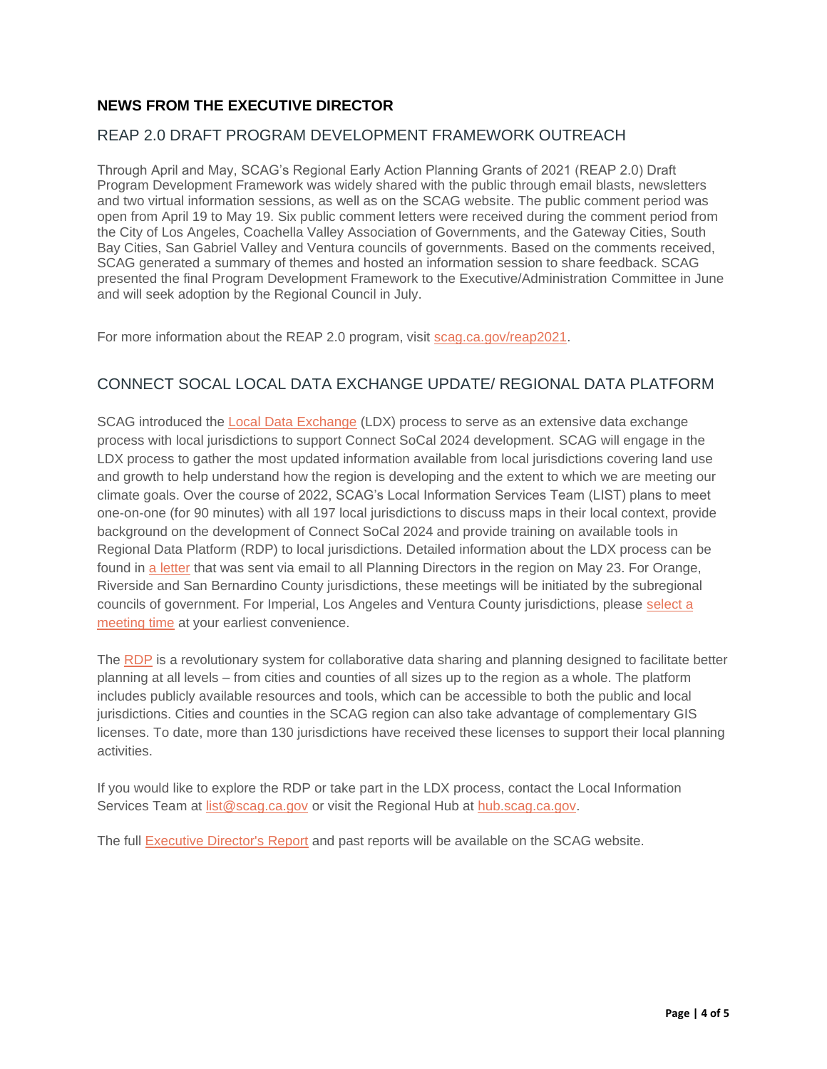## NEWS FROM THE EXECUTIVE DIRECTOR

### REAP 2.0 DRAFT PROGRAM DEVELOPMENT FRAMEWORK OUTREACH

Through April and May, SCAG's Regional Early Action Planning Grants of 2021 (REAP 2.0) Draft Program Development Framework was widely shared with the public through email blasts, newsletters and two virtual information sessions, as well as on the SCAG website. The public comment period was open from April 19 to May 19. Six public comment letters were received during the comment period from the City of Los Angeles, Coachella Valley Association of Governments, and the Gateway Cities, South Bay Cities, San Gabriel Valley and Ventura councils of governments. Based on the comments received, SCAG generated a summary of themes and hosted an information session to share feedback. SCAG presented the final Program Development Framework to the Executive/Administration Committee in June and will seek adoption by the Regional Council in July.

For more information about the REAP 2.0 program, visit scag.ca.gov/reap2021.

### CONNECT SOCAL LOCAL DATA EXCHANGE UPDATE/ REGIONAL DATA PLATFORM

SCAG introduced the Local Data Exchange (LDX) process to serve as an extensive data exchange process with local jurisdictions to support Connect SoCal 2024 development. SCAG will engage in the LDX process to gather the most updated information available from local jurisdictions covering land use and growth to help understand how the region is developing and the extent to which we are meeting our climate goals. Over the course of 2022, SCAG's Local Information Services Team (LIST) plans to meet one-on-one (for 90 minutes) with all 197 local jurisdictions to discuss maps in their local context, provide background on the development of Connect SoCal 2024 and provide training on available tools in Regional Data Platform (RDP) to local jurisdictions. Detailed information about the LDX process can be found in a letter that was sent via email to all Planning Directors in the region on May 23. For Orange, Riverside and San Bernardino County jurisdictions, these meetings will be initiated by the subregional councils of government. For Imperial, Los Angeles and Ventura County jurisdictions, please select a meeting time at your earliest convenience.

The RDP is a revolutionary system for collaborative data sharing and planning designed to facilitate better planning at all levels – from cities and counties of all sizes up to the region as a whole. The platform includes publicly available resources and tools, which can be accessible to both the public and local jurisdictions. Cities and counties in the SCAG region can also take advantage of complementary GIS licenses. To date, more than 130 jurisdictions have received these licenses to support their local planning activities.

If you would like to explore the RDP or take part in the LDX process, contact the Local Information Services Team at list@scag.ca.gov or visit the Regional Hub at hub.scag.ca.gov.

The full Executive Director's Report and past reports will be available on the SCAG website.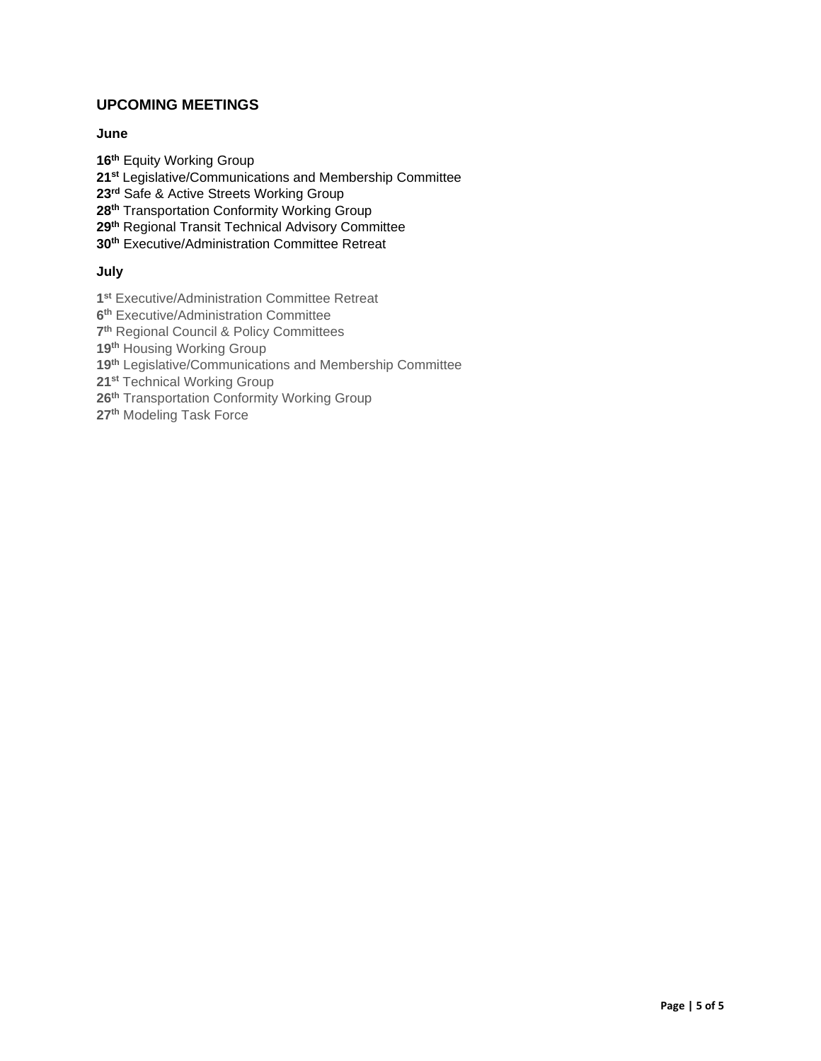## UPCOMING MEETINGS

### June

**16th** Equity Working Group
**21st** Legislative/Communications and Membership Committee
**23rd** Safe & Active Streets Working Group
**28th** Transportation Conformity Working Group
**29th** Regional Transit Technical Advisory Committee
**30th** Executive/Administration Committee Retreat

### July

**1st** Executive/Administration Committee Retreat
**6th** Executive/Administration Committee
**7th** Regional Council & Policy Committees
**19th** Housing Working Group
**19th** Legislative/Communications and Membership Committee
**21st** Technical Working Group
**26th** Transportation Conformity Working Group
**27th** Modeling Task Force